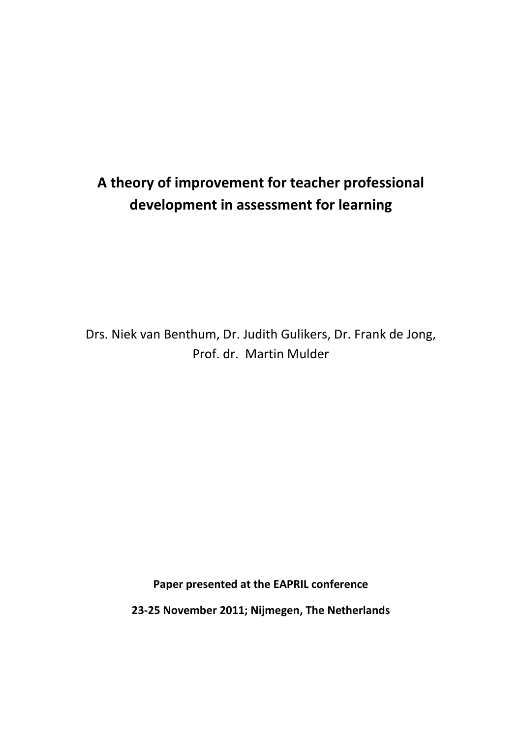# A theory of improvement for teacher professional development in assessment for learning

Drs. Niek van Benthum, Dr. Judith Gulikers, Dr. Frank de Jong, Prof. dr. Martin Mulder

**Paper presented at the EAPRIL conference**

**23-25 November 2011; Nijmegen, The Netherlands**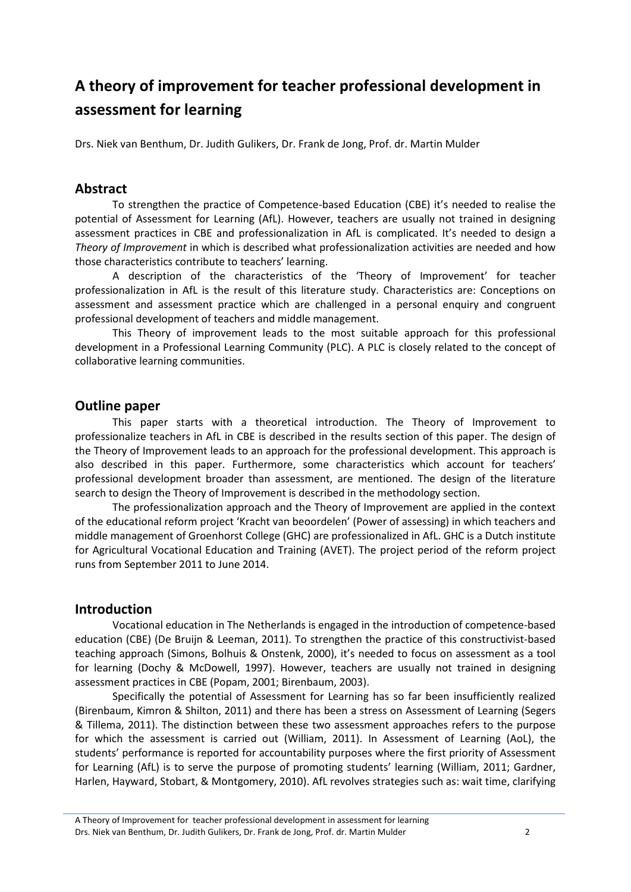# A theory of improvement for teacher professional development in assessment for learning

Drs. Niek van Benthum, Dr. Judith Gulikers, Dr. Frank de Jong, Prof. dr. Martin Mulder

## Abstract

To strengthen the practice of Competence-based Education (CBE) it's needed to realise the potential of Assessment for Learning (AfL). However, teachers are usually not trained in designing assessment practices in CBE and professionalization in AfL is complicated. It's needed to design a *Theory of Improvement* in which is described what professionalization activities are needed and how those characteristics contribute to teachers' learning.

A description of the characteristics of the 'Theory of Improvement' for teacher professionalization in AfL is the result of this literature study. Characteristics are: Conceptions on assessment and assessment practice which are challenged in a personal enquiry and congruent professional development of teachers and middle management.

This Theory of improvement leads to the most suitable approach for this professional development in a Professional Learning Community (PLC). A PLC is closely related to the concept of collaborative learning communities.

## Outline paper

This paper starts with a theoretical introduction. The Theory of Improvement to professionalize teachers in AfL in CBE is described in the results section of this paper. The design of the Theory of Improvement leads to an approach for the professional development. This approach is also described in this paper. Furthermore, some characteristics which account for teachers' professional development broader than assessment, are mentioned. The design of the literature search to design the Theory of Improvement is described in the methodology section.

The professionalization approach and the Theory of Improvement are applied in the context of the educational reform project 'Kracht van beoordelen' (Power of assessing) in which teachers and middle management of Groenhorst College (GHC) are professionalized in AfL. GHC is a Dutch institute for Agricultural Vocational Education and Training (AVET). The project period of the reform project runs from September 2011 to June 2014.

## Introduction

Vocational education in The Netherlands is engaged in the introduction of competence-based education (CBE) (De Bruijn & Leeman, 2011). To strengthen the practice of this constructivist-based teaching approach (Simons, Bolhuis & Onstenk, 2000), it's needed to focus on assessment as a tool for learning (Dochy & McDowell, 1997). However, teachers are usually not trained in designing assessment practices in CBE (Popam, 2001; Birenbaum, 2003).

Specifically the potential of Assessment for Learning has so far been insufficiently realized (Birenbaum, Kimron & Shilton, 2011) and there has been a stress on Assessment of Learning (Segers & Tillema, 2011). The distinction between these two assessment approaches refers to the purpose for which the assessment is carried out (William, 2011). In Assessment of Learning (AoL), the students' performance is reported for accountability purposes where the first priority of Assessment for Learning (AfL) is to serve the purpose of promoting students' learning (William, 2011; Gardner, Harlen, Hayward, Stobart, & Montgomery, 2010). AfL revolves strategies such as: wait time, clarifying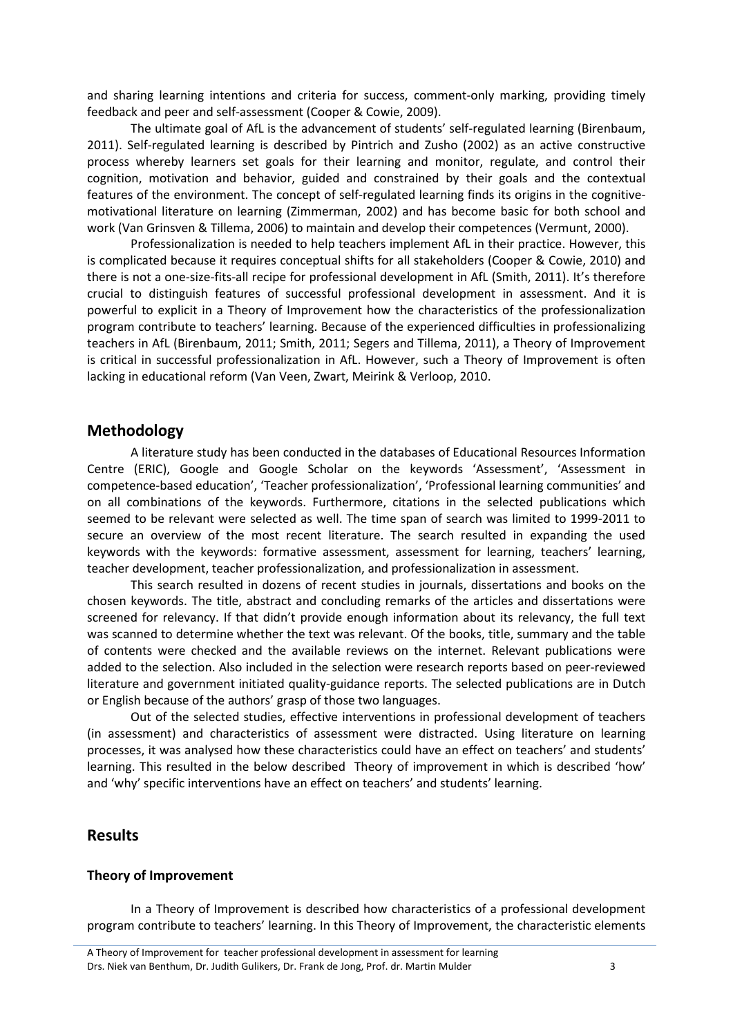and sharing learning intentions and criteria for success, comment-only marking, providing timely feedback and peer and self-assessment (Cooper & Cowie, 2009).

The ultimate goal of AfL is the advancement of students' self-regulated learning (Birenbaum, 2011). Self-regulated learning is described by Pintrich and Zusho (2002) as an active constructive process whereby learners set goals for their learning and monitor, regulate, and control their cognition, motivation and behavior, guided and constrained by their goals and the contextual features of the environment. The concept of self-regulated learning finds its origins in the cognitive-motivational literature on learning (Zimmerman, 2002) and has become basic for both school and work (Van Grinsven & Tillema, 2006) to maintain and develop their competences (Vermunt, 2000).

Professionalization is needed to help teachers implement AfL in their practice. However, this is complicated because it requires conceptual shifts for all stakeholders (Cooper & Cowie, 2010) and there is not a one-size-fits-all recipe for professional development in AfL (Smith, 2011). It's therefore crucial to distinguish features of successful professional development in assessment. And it is powerful to explicit in a Theory of Improvement how the characteristics of the professionalization program contribute to teachers' learning. Because of the experienced difficulties in professionalizing teachers in AfL (Birenbaum, 2011; Smith, 2011; Segers and Tillema, 2011), a Theory of Improvement is critical in successful professionalization in AfL. However, such a Theory of Improvement is often lacking in educational reform (Van Veen, Zwart, Meirink & Verloop, 2010.

## Methodology

A literature study has been conducted in the databases of Educational Resources Information Centre (ERIC), Google and Google Scholar on the keywords 'Assessment', 'Assessment in competence-based education', 'Teacher professionalization', 'Professional learning communities' and on all combinations of the keywords. Furthermore, citations in the selected publications which seemed to be relevant were selected as well. The time span of search was limited to 1999-2011 to secure an overview of the most recent literature. The search resulted in expanding the used keywords with the keywords: formative assessment, assessment for learning, teachers' learning, teacher development, teacher professionalization, and professionalization in assessment.

This search resulted in dozens of recent studies in journals, dissertations and books on the chosen keywords. The title, abstract and concluding remarks of the articles and dissertations were screened for relevancy. If that didn't provide enough information about its relevancy, the full text was scanned to determine whether the text was relevant. Of the books, title, summary and the table of contents were checked and the available reviews on the internet. Relevant publications were added to the selection. Also included in the selection were research reports based on peer-reviewed literature and government initiated quality-guidance reports. The selected publications are in Dutch or English because of the authors' grasp of those two languages.

Out of the selected studies, effective interventions in professional development of teachers (in assessment) and characteristics of assessment were distracted. Using literature on learning processes, it was analysed how these characteristics could have an effect on teachers' and students' learning. This resulted in the below described Theory of improvement in which is described 'how' and 'why' specific interventions have an effect on teachers' and students' learning.

## Results

### Theory of Improvement

In a Theory of Improvement is described how characteristics of a professional development program contribute to teachers' learning. In this Theory of Improvement, the characteristic elements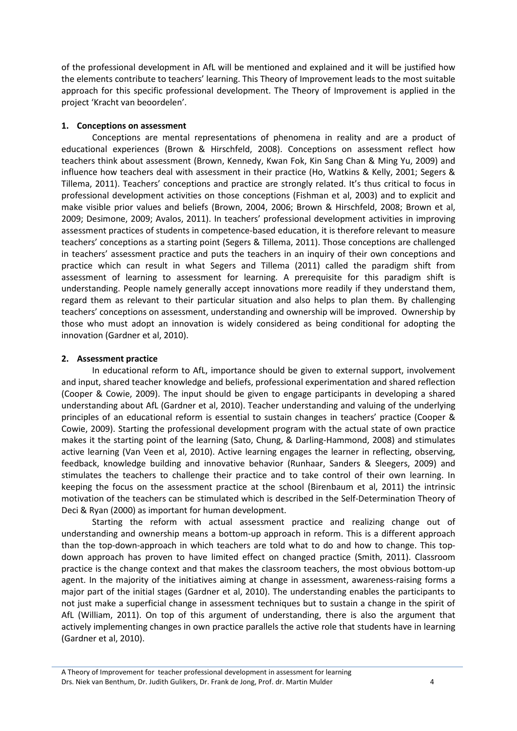of the professional development in AfL will be mentioned and explained and it will be justified how the elements contribute to teachers' learning. This Theory of Improvement leads to the most suitable approach for this specific professional development. The Theory of Improvement is applied in the project 'Kracht van beoordelen'.

## 1. Conceptions on assessment

Conceptions are mental representations of phenomena in reality and are a product of educational experiences (Brown & Hirschfeld, 2008). Conceptions on assessment reflect how teachers think about assessment (Brown, Kennedy, Kwan Fok, Kin Sang Chan & Ming Yu, 2009) and influence how teachers deal with assessment in their practice (Ho, Watkins & Kelly, 2001; Segers & Tillema, 2011). Teachers' conceptions and practice are strongly related. It's thus critical to focus in professional development activities on those conceptions (Fishman et al, 2003) and to explicit and make visible prior values and beliefs (Brown, 2004, 2006; Brown & Hirschfeld, 2008; Brown et al, 2009; Desimone, 2009; Avalos, 2011). In teachers' professional development activities in improving assessment practices of students in competence-based education, it is therefore relevant to measure teachers' conceptions as a starting point (Segers & Tillema, 2011). Those conceptions are challenged in teachers' assessment practice and puts the teachers in an inquiry of their own conceptions and practice which can result in what Segers and Tillema (2011) called the paradigm shift from assessment of learning to assessment for learning. A prerequisite for this paradigm shift is understanding. People namely generally accept innovations more readily if they understand them, regard them as relevant to their particular situation and also helps to plan them. By challenging teachers' conceptions on assessment, understanding and ownership will be improved. Ownership by those who must adopt an innovation is widely considered as being conditional for adopting the innovation (Gardner et al, 2010).

## 2. Assessment practice

In educational reform to AfL, importance should be given to external support, involvement and input, shared teacher knowledge and beliefs, professional experimentation and shared reflection (Cooper & Cowie, 2009). The input should be given to engage participants in developing a shared understanding about AfL (Gardner et al, 2010). Teacher understanding and valuing of the underlying principles of an educational reform is essential to sustain changes in teachers' practice (Cooper & Cowie, 2009). Starting the professional development program with the actual state of own practice makes it the starting point of the learning (Sato, Chung, & Darling-Hammond, 2008) and stimulates active learning (Van Veen et al, 2010). Active learning engages the learner in reflecting, observing, feedback, knowledge building and innovative behavior (Runhaar, Sanders & Sleegers, 2009) and stimulates the teachers to challenge their practice and to take control of their own learning. In keeping the focus on the assessment practice at the school (Birenbaum et al, 2011) the intrinsic motivation of the teachers can be stimulated which is described in the Self-Determination Theory of Deci & Ryan (2000) as important for human development.

Starting the reform with actual assessment practice and realizing change out of understanding and ownership means a bottom-up approach in reform. This is a different approach than the top-down-approach in which teachers are told what to do and how to change. This top-down approach has proven to have limited effect on changed practice (Smith, 2011). Classroom practice is the change context and that makes the classroom teachers, the most obvious bottom-up agent. In the majority of the initiatives aiming at change in assessment, awareness-raising forms a major part of the initial stages (Gardner et al, 2010). The understanding enables the participants to not just make a superficial change in assessment techniques but to sustain a change in the spirit of AfL (William, 2011). On top of this argument of understanding, there is also the argument that actively implementing changes in own practice parallels the active role that students have in learning (Gardner et al, 2010).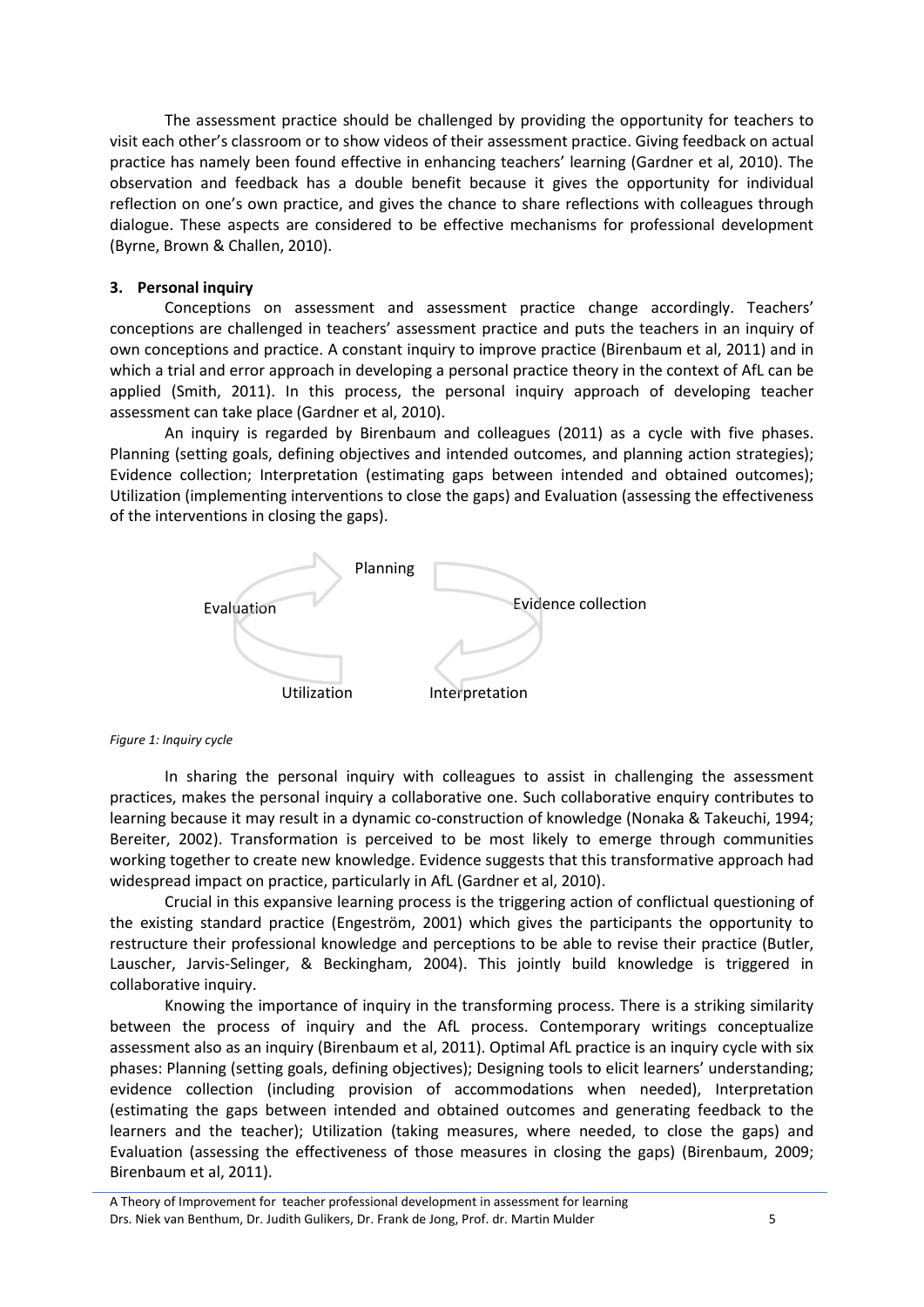The assessment practice should be challenged by providing the opportunity for teachers to visit each other's classroom or to show videos of their assessment practice. Giving feedback on actual practice has namely been found effective in enhancing teachers' learning (Gardner et al, 2010). The observation and feedback has a double benefit because it gives the opportunity for individual reflection on one's own practice, and gives the chance to share reflections with colleagues through dialogue. These aspects are considered to be effective mechanisms for professional development (Byrne, Brown & Challen, 2010).

### 3. Personal inquiry

Conceptions on assessment and assessment practice change accordingly. Teachers' conceptions are challenged in teachers' assessment practice and puts the teachers in an inquiry of own conceptions and practice. A constant inquiry to improve practice (Birenbaum et al, 2011) and in which a trial and error approach in developing a personal practice theory in the context of AfL can be applied (Smith, 2011). In this process, the personal inquiry approach of developing teacher assessment can take place (Gardner et al, 2010).

An inquiry is regarded by Birenbaum and colleagues (2011) as a cycle with five phases. Planning (setting goals, defining objectives and intended outcomes, and planning action strategies); Evidence collection; Interpretation (estimating gaps between intended and obtained outcomes); Utilization (implementing interventions to close the gaps) and Evaluation (assessing the effectiveness of the interventions in closing the gaps).

Planning

Evaluation

Evidence collection

Utilization

Interpretation

*Figure 1: Inquiry cycle*

In sharing the personal inquiry with colleagues to assist in challenging the assessment practices, makes the personal inquiry a collaborative one. Such collaborative enquiry contributes to learning because it may result in a dynamic co-construction of knowledge (Nonaka & Takeuchi, 1994; Bereiter, 2002). Transformation is perceived to be most likely to emerge through communities working together to create new knowledge. Evidence suggests that this transformative approach had widespread impact on practice, particularly in AfL (Gardner et al, 2010).

Crucial in this expansive learning process is the triggering action of conflictual questioning of the existing standard practice (Engeström, 2001) which gives the participants the opportunity to restructure their professional knowledge and perceptions to be able to revise their practice (Butler, Lauscher, Jarvis-Selinger, & Beckingham, 2004). This jointly build knowledge is triggered in collaborative inquiry.

Knowing the importance of inquiry in the transforming process. There is a striking similarity between the process of inquiry and the AfL process. Contemporary writings conceptualize assessment also as an inquiry (Birenbaum et al, 2011). Optimal AfL practice is an inquiry cycle with six phases: Planning (setting goals, defining objectives); Designing tools to elicit learners' understanding; evidence collection (including provision of accommodations when needed), Interpretation (estimating the gaps between intended and obtained outcomes and generating feedback to the learners and the teacher); Utilization (taking measures, where needed, to close the gaps) and Evaluation (assessing the effectiveness of those measures in closing the gaps) (Birenbaum, 2009; Birenbaum et al, 2011).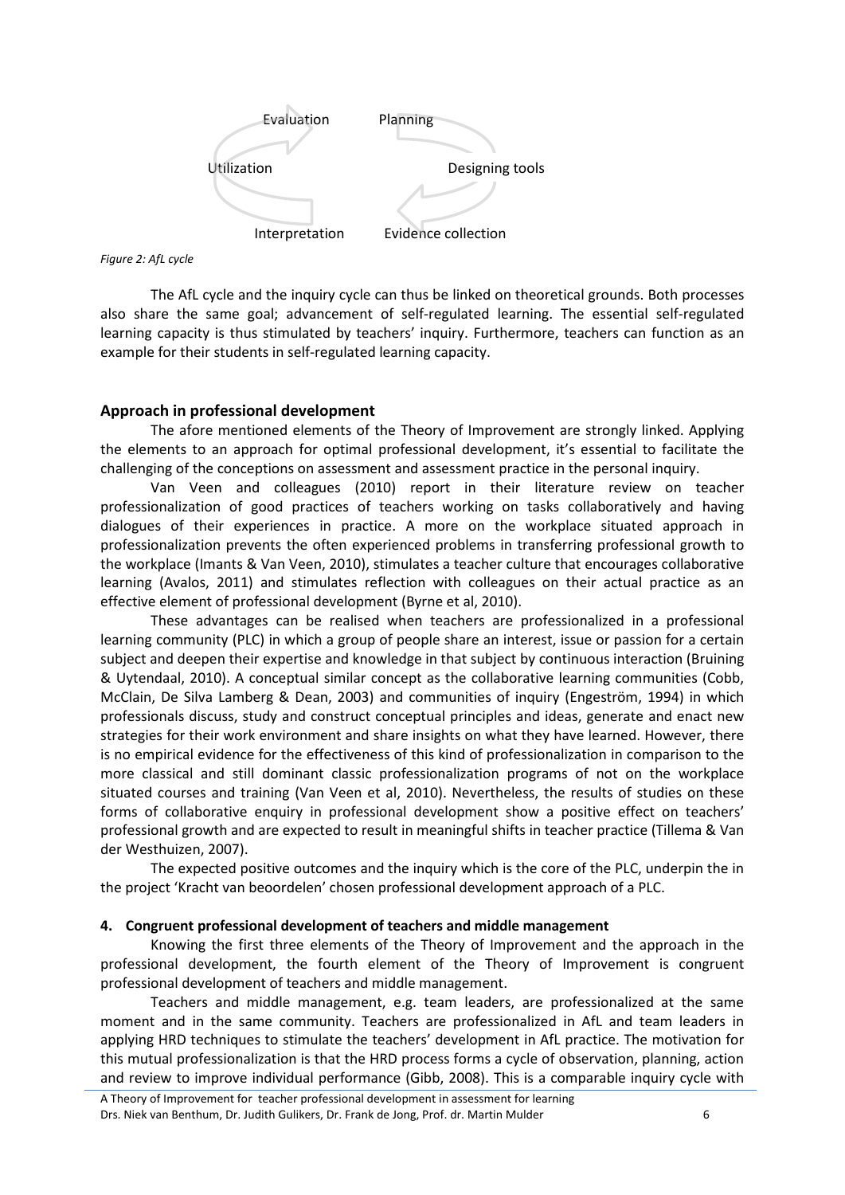Evaluation Planning

Utilization Designing tools

Interpretation Evidence collection

*Figure 2: AfL cycle*

The AfL cycle and the inquiry cycle can thus be linked on theoretical grounds. Both processes also share the same goal; advancement of self-regulated learning. The essential self-regulated learning capacity is thus stimulated by teachers' inquiry. Furthermore, teachers can function as an example for their students in self-regulated learning capacity.

### Approach in professional development

The afore mentioned elements of the Theory of Improvement are strongly linked. Applying the elements to an approach for optimal professional development, it's essential to facilitate the challenging of the conceptions on assessment and assessment practice in the personal inquiry.

Van Veen and colleagues (2010) report in their literature review on teacher professionalization of good practices of teachers working on tasks collaboratively and having dialogues of their experiences in practice. A more on the workplace situated approach in professionalization prevents the often experienced problems in transferring professional growth to the workplace (Imants & Van Veen, 2010), stimulates a teacher culture that encourages collaborative learning (Avalos, 2011) and stimulates reflection with colleagues on their actual practice as an effective element of professional development (Byrne et al, 2010).

These advantages can be realised when teachers are professionalized in a professional learning community (PLC) in which a group of people share an interest, issue or passion for a certain subject and deepen their expertise and knowledge in that subject by continuous interaction (Bruining & Uytendaal, 2010). A conceptual similar concept as the collaborative learning communities (Cobb, McClain, De Silva Lamberg & Dean, 2003) and communities of inquiry (Engeström, 1994) in which professionals discuss, study and construct conceptual principles and ideas, generate and enact new strategies for their work environment and share insights on what they have learned. However, there is no empirical evidence for the effectiveness of this kind of professionalization in comparison to the more classical and still dominant classic professionalization programs of not on the workplace situated courses and training (Van Veen et al, 2010). Nevertheless, the results of studies on these forms of collaborative enquiry in professional development show a positive effect on teachers' professional growth and are expected to result in meaningful shifts in teacher practice (Tillema & Van der Westhuizen, 2007).

The expected positive outcomes and the inquiry which is the core of the PLC, underpin the in the project 'Kracht van beoordelen' chosen professional development approach of a PLC.

### 4. Congruent professional development of teachers and middle management

Knowing the first three elements of the Theory of Improvement and the approach in the professional development, the fourth element of the Theory of Improvement is congruent professional development of teachers and middle management.

Teachers and middle management, e.g. team leaders, are professionalized at the same moment and in the same community. Teachers are professionalized in AfL and team leaders in applying HRD techniques to stimulate the teachers' development in AfL practice. The motivation for this mutual professionalization is that the HRD process forms a cycle of observation, planning, action and review to improve individual performance (Gibb, 2008). This is a comparable inquiry cycle with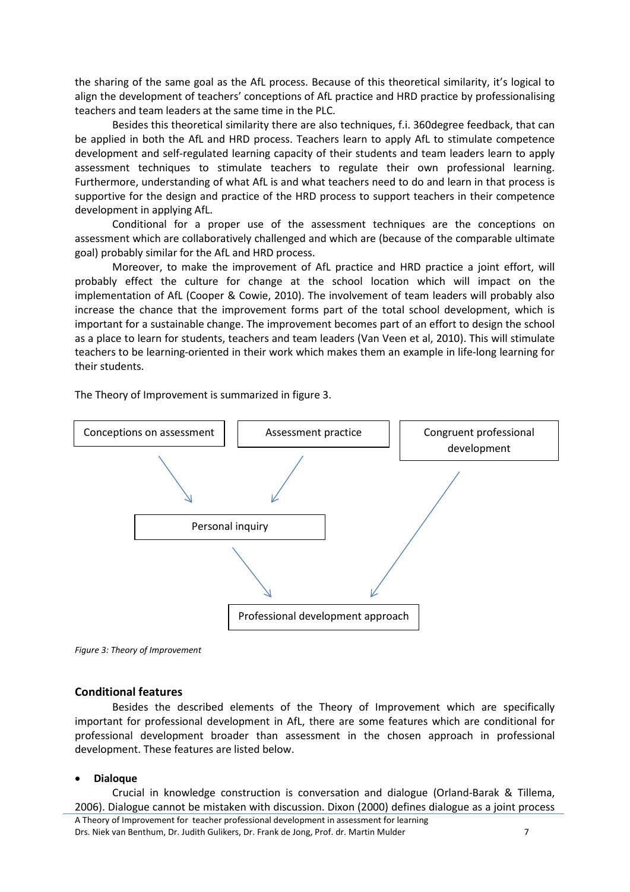the sharing of the same goal as the AfL process. Because of this theoretical similarity, it's logical to align the development of teachers' conceptions of AfL practice and HRD practice by professionalising teachers and team leaders at the same time in the PLC.

Besides this theoretical similarity there are also techniques, f.i. 360degree feedback, that can be applied in both the AfL and HRD process. Teachers learn to apply AfL to stimulate competence development and self-regulated learning capacity of their students and team leaders learn to apply assessment techniques to stimulate teachers to regulate their own professional learning. Furthermore, understanding of what AfL is and what teachers need to do and learn in that process is supportive for the design and practice of the HRD process to support teachers in their competence development in applying AfL.

Conditional for a proper use of the assessment techniques are the conceptions on assessment which are collaboratively challenged and which are (because of the comparable ultimate goal) probably similar for the AfL and HRD process.

Moreover, to make the improvement of AfL practice and HRD practice a joint effort, will probably effect the culture for change at the school location which will impact on the implementation of AfL (Cooper & Cowie, 2010). The involvement of team leaders will probably also increase the chance that the improvement forms part of the total school development, which is important for a sustainable change. The improvement becomes part of an effort to design the school as a place to learn for students, teachers and team leaders (Van Veen et al, 2010). This will stimulate teachers to be learning-oriented in their work which makes them an example in life-long learning for their students.

The Theory of Improvement is summarized in figure 3.

Conceptions on assessment → Personal inquiry
Assessment practice → Personal inquiry
Personal inquiry → Professional development approach
Congruent professional development → Professional development approach

*Figure 3: Theory of Improvement*

## Conditional features

Besides the described elements of the Theory of Improvement which are specifically important for professional development in AfL, there are some features which are conditional for professional development broader than assessment in the chosen approach in professional development. These features are listed below.

- **Dialoque**

Crucial in knowledge construction is conversation and dialogue (Orland-Barak & Tillema, 2006). Dialogue cannot be mistaken with discussion. Dixon (2000) defines dialogue as a joint process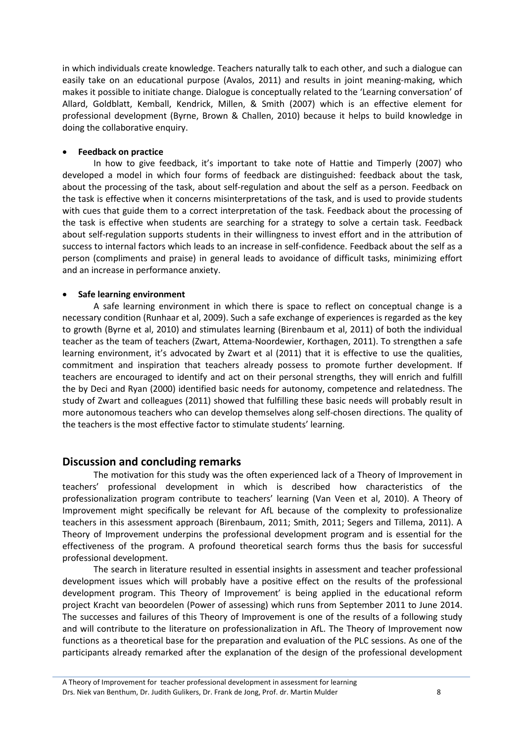in which individuals create knowledge. Teachers naturally talk to each other, and such a dialogue can easily take on an educational purpose (Avalos, 2011) and results in joint meaning-making, which makes it possible to initiate change. Dialogue is conceptually related to the 'Learning conversation' of Allard, Goldblatt, Kemball, Kendrick, Millen, & Smith (2007) which is an effective element for professional development (Byrne, Brown & Challen, 2010) because it helps to build knowledge in doing the collaborative enquiry.

- **Feedback on practice**

In how to give feedback, it's important to take note of Hattie and Timperly (2007) who developed a model in which four forms of feedback are distinguished: feedback about the task, about the processing of the task, about self-regulation and about the self as a person. Feedback on the task is effective when it concerns misinterpretations of the task, and is used to provide students with cues that guide them to a correct interpretation of the task. Feedback about the processing of the task is effective when students are searching for a strategy to solve a certain task. Feedback about self-regulation supports students in their willingness to invest effort and in the attribution of success to internal factors which leads to an increase in self-confidence. Feedback about the self as a person (compliments and praise) in general leads to avoidance of difficult tasks, minimizing effort and an increase in performance anxiety.

- **Safe learning environment**

A safe learning environment in which there is space to reflect on conceptual change is a necessary condition (Runhaar et al, 2009). Such a safe exchange of experiences is regarded as the key to growth (Byrne et al, 2010) and stimulates learning (Birenbaum et al, 2011) of both the individual teacher as the team of teachers (Zwart, Attema-Noordewier, Korthagen, 2011). To strengthen a safe learning environment, it's advocated by Zwart et al (2011) that it is effective to use the qualities, commitment and inspiration that teachers already possess to promote further development. If teachers are encouraged to identify and act on their personal strengths, they will enrich and fulfill the by Deci and Ryan (2000) identified basic needs for autonomy, competence and relatedness. The study of Zwart and colleagues (2011) showed that fulfilling these basic needs will probably result in more autonomous teachers who can develop themselves along self-chosen directions. The quality of the teachers is the most effective factor to stimulate students' learning.

## Discussion and concluding remarks

The motivation for this study was the often experienced lack of a Theory of Improvement in teachers' professional development in which is described how characteristics of the professionalization program contribute to teachers' learning (Van Veen et al, 2010). A Theory of Improvement might specifically be relevant for AfL because of the complexity to professionalize teachers in this assessment approach (Birenbaum, 2011; Smith, 2011; Segers and Tillema, 2011). A Theory of Improvement underpins the professional development program and is essential for the effectiveness of the program. A profound theoretical search forms thus the basis for successful professional development.

The search in literature resulted in essential insights in assessment and teacher professional development issues which will probably have a positive effect on the results of the professional development program. This Theory of Improvement' is being applied in the educational reform project Kracht van beoordelen (Power of assessing) which runs from September 2011 to June 2014. The successes and failures of this Theory of Improvement is one of the results of a following study and will contribute to the literature on professionalization in AfL. The Theory of Improvement now functions as a theoretical base for the preparation and evaluation of the PLC sessions. As one of the participants already remarked after the explanation of the design of the professional development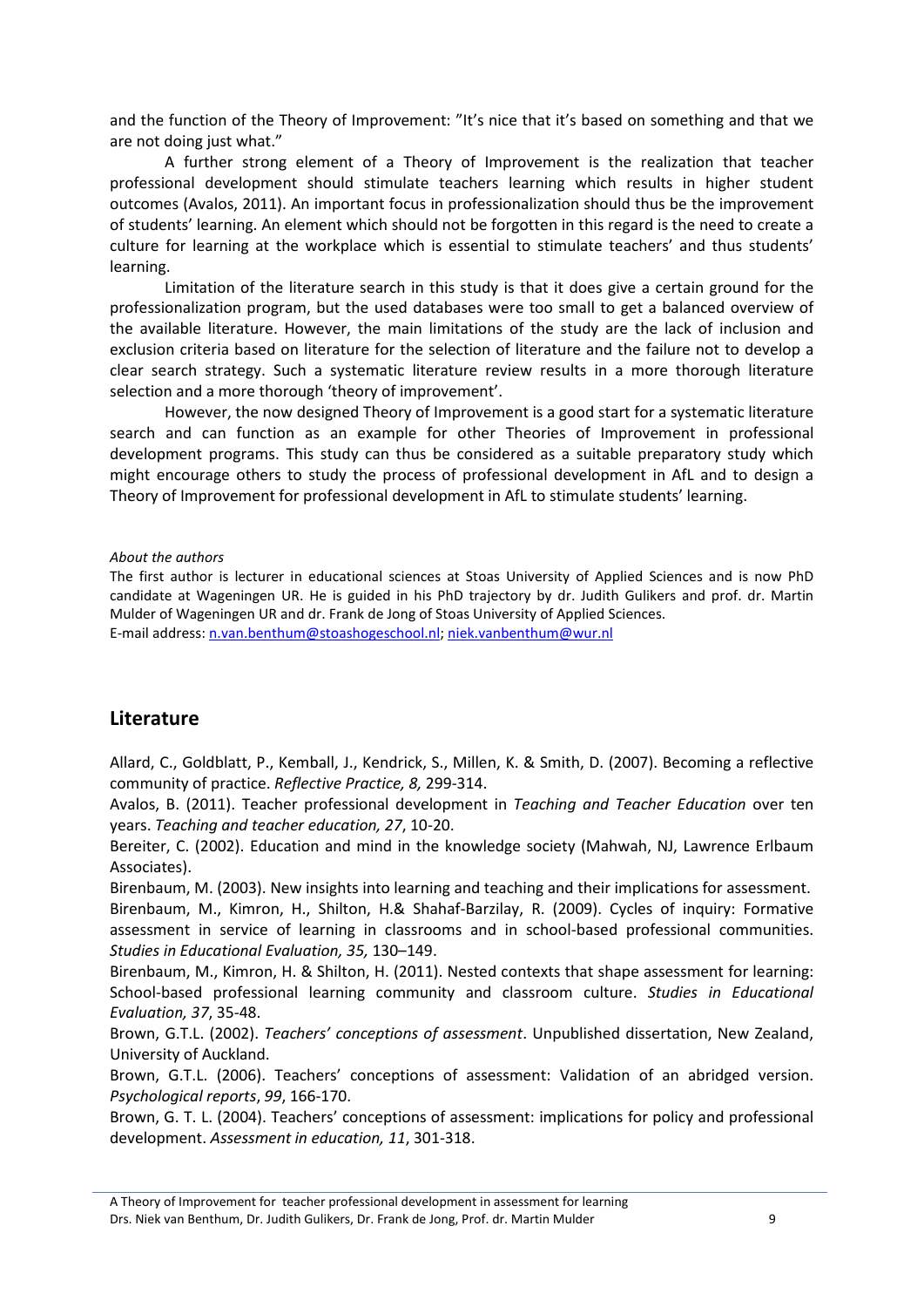and the function of the Theory of Improvement: "It's nice that it's based on something and that we are not doing just what."

A further strong element of a Theory of Improvement is the realization that teacher professional development should stimulate teachers learning which results in higher student outcomes (Avalos, 2011). An important focus in professionalization should thus be the improvement of students' learning. An element which should not be forgotten in this regard is the need to create a culture for learning at the workplace which is essential to stimulate teachers' and thus students' learning.

Limitation of the literature search in this study is that it does give a certain ground for the professionalization program, but the used databases were too small to get a balanced overview of the available literature. However, the main limitations of the study are the lack of inclusion and exclusion criteria based on literature for the selection of literature and the failure not to develop a clear search strategy. Such a systematic literature review results in a more thorough literature selection and a more thorough 'theory of improvement'.

However, the now designed Theory of Improvement is a good start for a systematic literature search and can function as an example for other Theories of Improvement in professional development programs. This study can thus be considered as a suitable preparatory study which might encourage others to study the process of professional development in AfL and to design a Theory of Improvement for professional development in AfL to stimulate students' learning.

*About the authors*

The first author is lecturer in educational sciences at Stoas University of Applied Sciences and is now PhD candidate at Wageningen UR. He is guided in his PhD trajectory by dr. Judith Gulikers and prof. dr. Martin Mulder of Wageningen UR and dr. Frank de Jong of Stoas University of Applied Sciences.
E-mail address: n.van.benthum@stoashogeschool.nl; niek.vanbenthum@wur.nl

## Literature

Allard, C., Goldblatt, P., Kemball, J., Kendrick, S., Millen, K. & Smith, D. (2007). Becoming a reflective community of practice. *Reflective Practice, 8,* 299-314.

Avalos, B. (2011). Teacher professional development in *Teaching and Teacher Education* over ten years. *Teaching and teacher education, 27*, 10-20.

Bereiter, C. (2002). Education and mind in the knowledge society (Mahwah, NJ, Lawrence Erlbaum Associates).

Birenbaum, M. (2003). New insights into learning and teaching and their implications for assessment.

Birenbaum, M., Kimron, H., Shilton, H.& Shahaf-Barzilay, R. (2009). Cycles of inquiry: Formative assessment in service of learning in classrooms and in school-based professional communities. *Studies in Educational Evaluation, 35,* 130–149.

Birenbaum, M., Kimron, H. & Shilton, H. (2011). Nested contexts that shape assessment for learning: School-based professional learning community and classroom culture. *Studies in Educational Evaluation, 37*, 35-48.

Brown, G.T.L. (2002). *Teachers' conceptions of assessment*. Unpublished dissertation, New Zealand, University of Auckland.

Brown, G.T.L. (2006). Teachers' conceptions of assessment: Validation of an abridged version. *Psychological reports*, *99*, 166-170.

Brown, G. T. L. (2004). Teachers' conceptions of assessment: implications for policy and professional development. *Assessment in education, 11*, 301-318.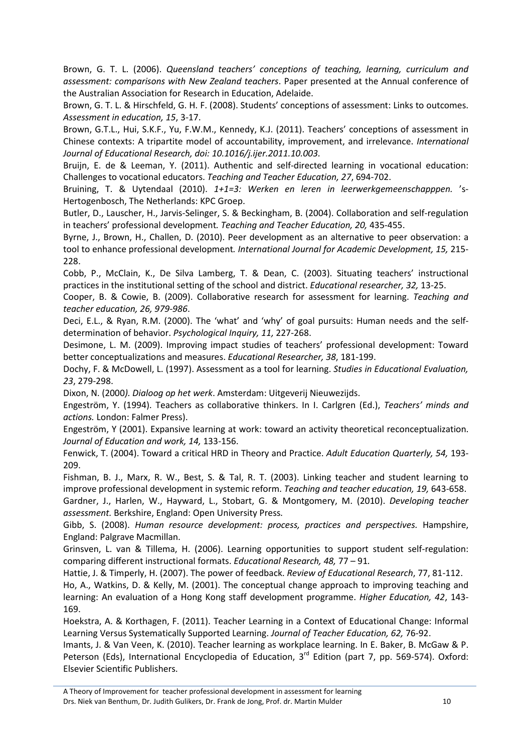Brown, G. T. L. (2006). *Queensland teachers' conceptions of teaching, learning, curriculum and assessment: comparisons with New Zealand teachers*. Paper presented at the Annual conference of the Australian Association for Research in Education, Adelaide.

Brown, G. T. L. & Hirschfeld, G. H. F. (2008). Students' conceptions of assessment: Links to outcomes. *Assessment in education, 15*, 3-17.

Brown, G.T.L., Hui, S.K.F., Yu, F.W.M., Kennedy, K.J. (2011). Teachers' conceptions of assessment in Chinese contexts: A tripartite model of accountability, improvement, and irrelevance. *International Journal of Educational Research, doi: 10.1016/j.ijer.2011.10.003.*

Bruijn, E. de & Leeman, Y. (2011). Authentic and self-directed learning in vocational education: Challenges to vocational educators. *Teaching and Teacher Education, 27*, 694-702.

Bruining, T. & Uytendaal (2010). *1+1=3: Werken en leren in leerwerkgemeenschapppen.* 's-Hertogenbosch, The Netherlands: KPC Groep.

Butler, D., Lauscher, H., Jarvis-Selinger, S. & Beckingham, B. (2004). Collaboration and self-regulation in teachers' professional development*. Teaching and Teacher Education, 20,* 435-455.

Byrne, J., Brown, H., Challen, D. (2010). Peer development as an alternative to peer observation: a tool to enhance professional development*. International Journal for Academic Development, 15,* 215-228.

Cobb, P., McClain, K., De Silva Lamberg, T. & Dean, C. (2003). Situating teachers' instructional practices in the institutional setting of the school and district. *Educational researcher, 32,* 13-25.

Cooper, B. & Cowie, B. (2009). Collaborative research for assessment for learning. *Teaching and teacher education, 26, 979-986*.

Deci, E.L., & Ryan, R.M. (2000). The 'what' and 'why' of goal pursuits: Human needs and the self-determination of behavior. *Psychological Inquiry, 11,* 227-268.

Desimone, L. M. (2009). Improving impact studies of teachers' professional development: Toward better conceptualizations and measures. *Educational Researcher, 38*, 181-199.

Dochy, F. & McDowell, L. (1997). Assessment as a tool for learning. *Studies in Educational Evaluation, 23*, 279-298.

Dixon, N. (2000*). Dialoog op het werk*. Amsterdam: Uitgeverij Nieuwezijds.

Engeström, Y. (1994). Teachers as collaborative thinkers. In I. Carlgren (Ed.), *Teachers' minds and actions.* London: Falmer Press).

Engeström, Y (2001). Expansive learning at work: toward an activity theoretical reconceptualization. *Journal of Education and work, 14,* 133-156.

Fenwick, T. (2004). Toward a critical HRD in Theory and Practice. *Adult Education Quarterly, 54,* 193-209.

Fishman, B. J., Marx, R. W., Best, S. & Tal, R. T. (2003). Linking teacher and student learning to improve professional development in systemic reform. *Teaching and teacher education, 19,* 643-658.

Gardner, J., Harlen, W., Hayward, L., Stobart, G. & Montgomery, M. (2010). *Developing teacher assessment*. Berkshire, England: Open University Press.

Gibb, S. (2008). *Human resource development: process, practices and perspectives.* Hampshire, England: Palgrave Macmillan.

Grinsven, L. van & Tillema, H. (2006). Learning opportunities to support student self-regulation: comparing different instructional formats. *Educational Research, 48,* 77 – 91*.*

Hattie, J. & Timperly, H. (2007). The power of feedback. *Review of Educational Research*, 77, 81-112.

Ho, A., Watkins, D. & Kelly, M. (2001). The conceptual change approach to improving teaching and learning: An evaluation of a Hong Kong staff development programme. *Higher Education, 42*, 143-169.

Hoekstra, A. & Korthagen, F. (2011). Teacher Learning in a Context of Educational Change: Informal Learning Versus Systematically Supported Learning. *Journal of Teacher Education, 62,* 76-92.

Imants, J. & Van Veen, K. (2010). Teacher learning as workplace learning. In E. Baker, B. McGaw & P. Peterson (Eds), International Encyclopedia of Education, 3rd Edition (part 7, pp. 569-574). Oxford: Elsevier Scientific Publishers.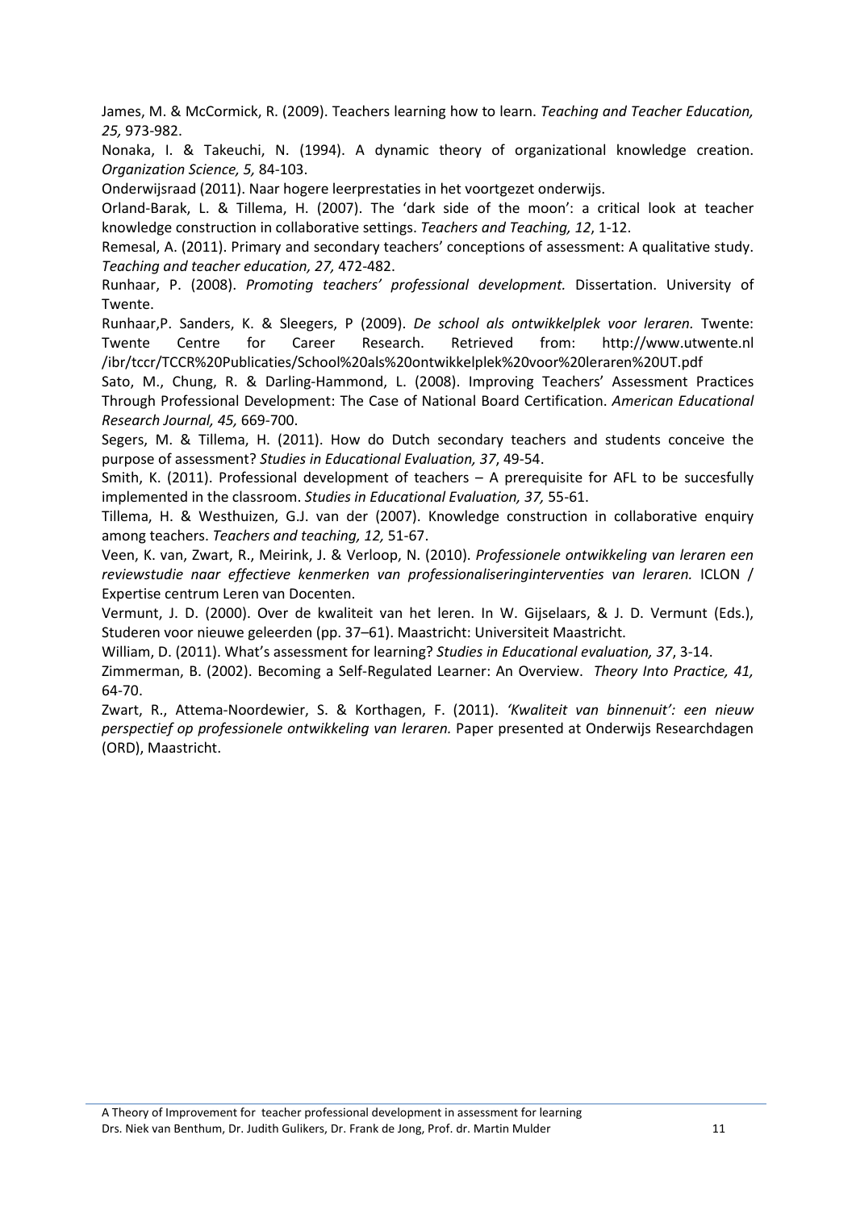James, M. & McCormick, R. (2009). Teachers learning how to learn. *Teaching and Teacher Education, 25,* 973-982.

Nonaka, I. & Takeuchi, N. (1994). A dynamic theory of organizational knowledge creation. *Organization Science, 5,* 84-103.

Onderwijsraad (2011). Naar hogere leerprestaties in het voortgezet onderwijs.

Orland-Barak, L. & Tillema, H. (2007). The 'dark side of the moon': a critical look at teacher knowledge construction in collaborative settings. *Teachers and Teaching, 12*, 1-12.

Remesal, A. (2011). Primary and secondary teachers' conceptions of assessment: A qualitative study. *Teaching and teacher education, 27,* 472-482.

Runhaar, P. (2008). *Promoting teachers' professional development.* Dissertation. University of Twente.

Runhaar,P. Sanders, K. & Sleegers, P (2009). *De school als ontwikkelplek voor leraren.* Twente: Twente Centre for Career Research. Retrieved from: http://www.utwente.nl /ibr/tccr/TCCR%20Publicaties/School%20als%20ontwikkelplek%20voor%20leraren%20UT.pdf

Sato, M., Chung, R. & Darling-Hammond, L. (2008). Improving Teachers' Assessment Practices Through Professional Development: The Case of National Board Certification. *American Educational Research Journal, 45,* 669-700.

Segers, M. & Tillema, H. (2011). How do Dutch secondary teachers and students conceive the purpose of assessment? *Studies in Educational Evaluation, 37*, 49-54.

Smith, K. (2011). Professional development of teachers – A prerequisite for AFL to be succesfully implemented in the classroom. *Studies in Educational Evaluation, 37,* 55-61.

Tillema, H. & Westhuizen, G.J. van der (2007). Knowledge construction in collaborative enquiry among teachers. *Teachers and teaching, 12,* 51-67.

Veen, K. van, Zwart, R., Meirink, J. & Verloop, N. (2010). *Professionele ontwikkeling van leraren een reviewstudie naar effectieve kenmerken van professionaliseringinterventies van leraren.* ICLON / Expertise centrum Leren van Docenten.

Vermunt, J. D. (2000). Over de kwaliteit van het leren. In W. Gijselaars, & J. D. Vermunt (Eds.), Studeren voor nieuwe geleerden (pp. 37–61). Maastricht: Universiteit Maastricht.

William, D. (2011). What's assessment for learning? *Studies in Educational evaluation, 37*, 3-14.

Zimmerman, B. (2002). Becoming a Self-Regulated Learner: An Overview. *Theory Into Practice, 41,* 64-70.

Zwart, R., Attema-Noordewier, S. & Korthagen, F. (2011). *'Kwaliteit van binnenuit': een nieuw perspectief op professionele ontwikkeling van leraren.* Paper presented at Onderwijs Researchdagen (ORD), Maastricht.